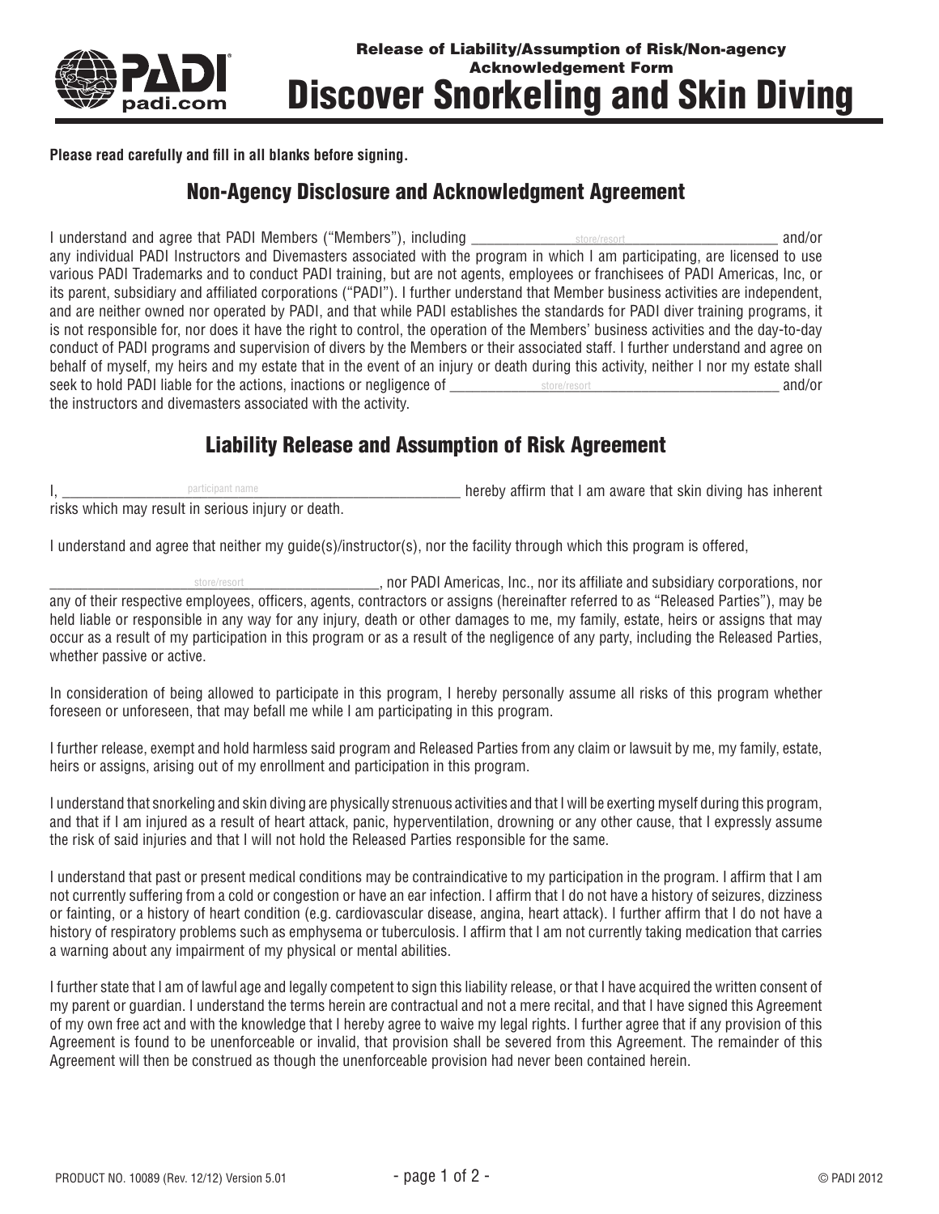Release of Liability/Assumption of Risk/Non-agency Acknowledgement Form

# Discover Snorkeling and Skin Diving

**Please read carefully and fill in all blanks before signing.**

## Non-Agency Disclosure and Acknowledgment Agreement

I understand and agree that PADI Members ("Members"), including ______________store/resort______________ and/or any individual PADI Instructors and Divemasters associated with the program in which I am participating, are licensed to use various PADI Trademarks and to conduct PADI training, but are not agents, employees or franchisees of PADI Americas, Inc, or its parent, subsidiary and affiliated corporations ("PADI"). I further understand that Member business activities are independent, and are neither owned nor operated by PADI, and that while PADI establishes the standards for PADI diver training programs, it is not responsible for, nor does it have the right to control, the operation of the Members' business activities and the day-to-day conduct of PADI programs and supervision of divers by the Members or their associated staff. I further understand and agree on behalf of myself, my heirs and my estate that in the event of an injury or death during this activity, neither I nor my estate shall seek to hold PADI liable for the actions, inactions or negligence of ______________store/resort______________ and/or the instructors and divemasters associated with the activity.

## Liability Release and Assumption of Risk Agreement

I, ______________participant name______________ hereby affirm that I am aware that skin diving has inherent risks which may result in serious injury or death.

I understand and agree that neither my guide(s)/instructor(s), nor the facility through which this program is offered,

______________store/resort______________, nor PADI Americas, Inc., nor its affiliate and subsidiary corporations, nor any of their respective employees, officers, agents, contractors or assigns (hereinafter referred to as "Released Parties"), may be held liable or responsible in any way for any injury, death or other damages to me, my family, estate, heirs or assigns that may occur as a result of my participation in this program or as a result of the negligence of any party, including the Released Parties, whether passive or active.

In consideration of being allowed to participate in this program, I hereby personally assume all risks of this program whether foreseen or unforeseen, that may befall me while I am participating in this program.

I further release, exempt and hold harmless said program and Released Parties from any claim or lawsuit by me, my family, estate, heirs or assigns, arising out of my enrollment and participation in this program.

I understand that snorkeling and skin diving are physically strenuous activities and that I will be exerting myself during this program, and that if I am injured as a result of heart attack, panic, hyperventilation, drowning or any other cause, that I expressly assume the risk of said injuries and that I will not hold the Released Parties responsible for the same.

I understand that past or present medical conditions may be contraindicative to my participation in the program. I affirm that I am not currently suffering from a cold or congestion or have an ear infection. I affirm that I do not have a history of seizures, dizziness or fainting, or a history of heart condition (e.g. cardiovascular disease, angina, heart attack). I further affirm that I do not have a history of respiratory problems such as emphysema or tuberculosis. I affirm that I am not currently taking medication that carries a warning about any impairment of my physical or mental abilities.

I further state that I am of lawful age and legally competent to sign this liability release, or that I have acquired the written consent of my parent or guardian. I understand the terms herein are contractual and not a mere recital, and that I have signed this Agreement of my own free act and with the knowledge that I hereby agree to waive my legal rights. I further agree that if any provision of this Agreement is found to be unenforceable or invalid, that provision shall be severed from this Agreement. The remainder of this Agreement will then be construed as though the unenforceable provision had never been contained herein.

PRODUCT NO. 10089 (Rev. 12/12) Version 5.01

© PADI 2012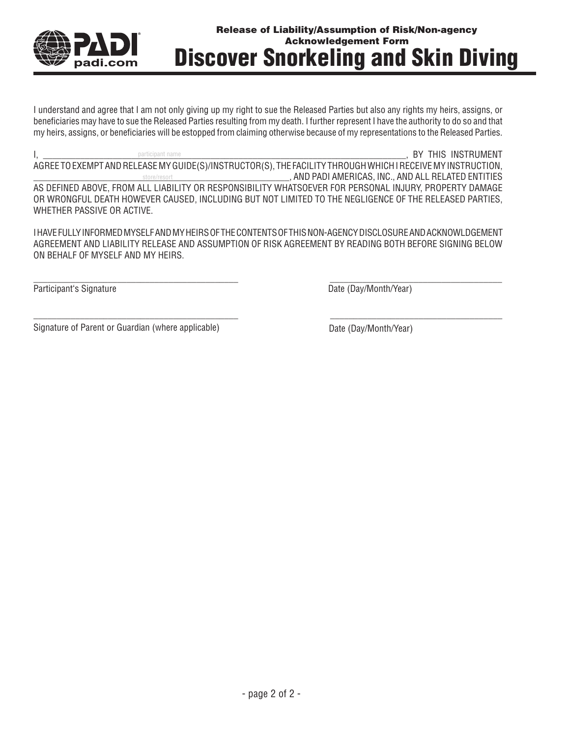**Release of Liability/Assumption of Risk/Non-agency Acknowledgement Form**

# Discover Snorkeling and Skin Diving

I understand and agree that I am not only giving up my right to sue the Released Parties but also any rights my heirs, assigns, or beneficiaries may have to sue the Released Parties resulting from my death. I further represent I have the authority to do so and that my heirs, assigns, or beneficiaries will be estopped from claiming otherwise because of my representations to the Released Parties.

I, ______________________ participant name ______________________, BY THIS INSTRUMENT AGREE TO EXEMPT AND RELEASE MY GUIDE(S)/INSTRUCTOR(S), THE FACILITY THROUGH WHICH I RECEIVE MY INSTRUCTION, ______________________ store/resort ______________________, AND PADI AMERICAS, INC., AND ALL RELATED ENTITIES AS DEFINED ABOVE, FROM ALL LIABILITY OR RESPONSIBILITY WHATSOEVER FOR PERSONAL INJURY, PROPERTY DAMAGE OR WRONGFUL DEATH HOWEVER CAUSED, INCLUDING BUT NOT LIMITED TO THE NEGLIGENCE OF THE RELEASED PARTIES, WHETHER PASSIVE OR ACTIVE.

I HAVE FULLY INFORMED MYSELF AND MY HEIRS OF THE CONTENTS OF THIS NON-AGENCY DISCLOSURE AND ACKNOWLDGEMENT AGREEMENT AND LIABILITY RELEASE AND ASSUMPTION OF RISK AGREEMENT BY READING BOTH BEFORE SIGNING BELOW ON BEHALF OF MYSELF AND MY HEIRS.

______________________________________________
Participant's Signature

______________________________________________
Date (Day/Month/Year)

______________________________________________
Signature of Parent or Guardian (where applicable)

______________________________________________
Date (Day/Month/Year)